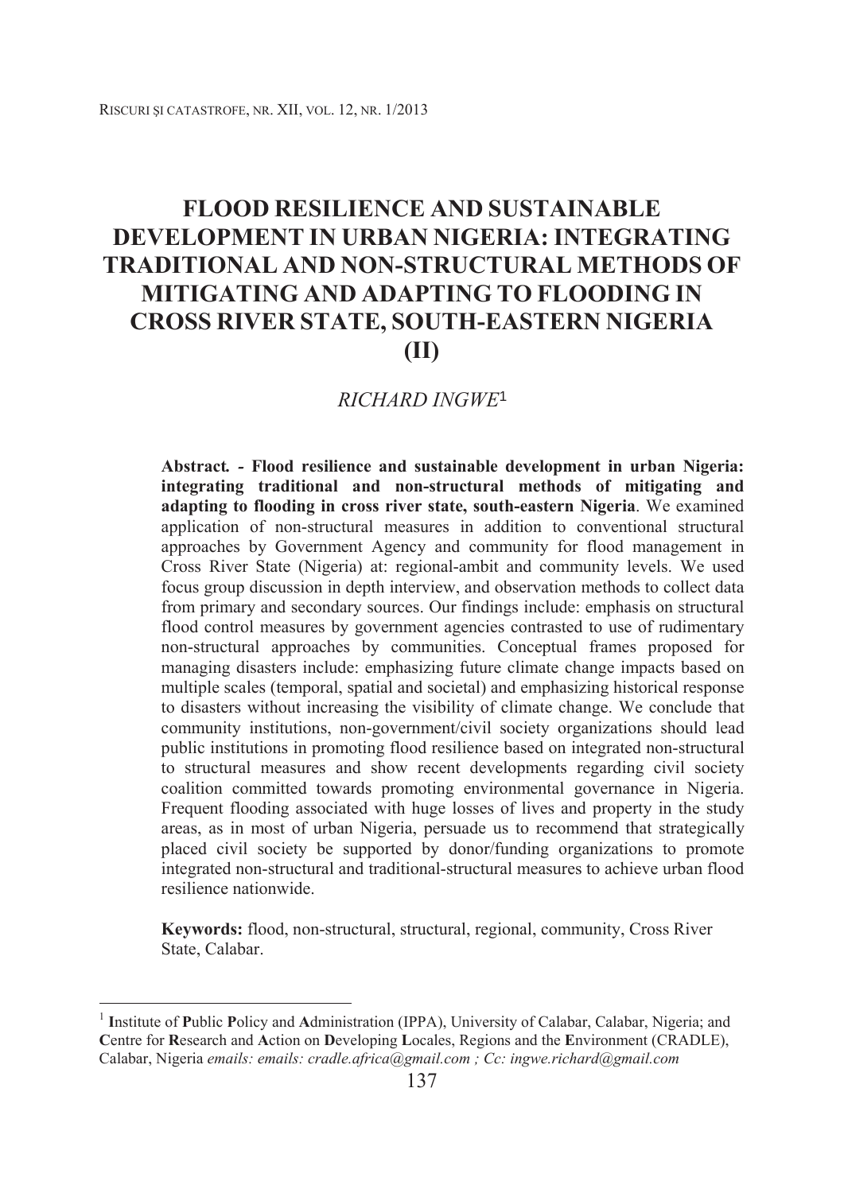# FLOOD RESILIENCE AND SUSTAINABLE DEVELOPMENT IN URBAN NIGERIA: INTEGRATING TRADITIONAL AND NON-STRUCTURAL METHODS OF MITIGATING AND ADAPTING TO FLOODING IN CROSS RIVER STATE, SOUTH-EASTERN NIGERIA (II)

*RICHARD INGWE*[1]

**Abstract. - Flood resilience and sustainable development in urban Nigeria: integrating traditional and non-structural methods of mitigating and adapting to flooding in cross river state, south-eastern Nigeria**. We examined application of non-structural measures in addition to conventional structural approaches by Government Agency and community for flood management in Cross River State (Nigeria) at: regional-ambit and community levels. We used focus group discussion in depth interview, and observation methods to collect data from primary and secondary sources. Our findings include: emphasis on structural flood control measures by government agencies contrasted to use of rudimentary non-structural approaches by communities. Conceptual frames proposed for managing disasters include: emphasizing future climate change impacts based on multiple scales (temporal, spatial and societal) and emphasizing historical response to disasters without increasing the visibility of climate change. We conclude that community institutions, non-government/civil society organizations should lead public institutions in promoting flood resilience based on integrated non-structural to structural measures and show recent developments regarding civil society coalition committed towards promoting environmental governance in Nigeria. Frequent flooding associated with huge losses of lives and property in the study areas, as in most of urban Nigeria, persuade us to recommend that strategically placed civil society be supported by donor/funding organizations to promote integrated non-structural and traditional-structural measures to achieve urban flood resilience nationwide.

**Keywords:** flood, non-structural, structural, regional, community, Cross River State, Calabar.

---

[1] **I**nstitute of **P**ublic **P**olicy and **A**dministration (IPPA), University of Calabar, Calabar, Nigeria; and **C**entre for **R**esearch and **A**ction on **D**eveloping **L**ocales, Regions and the **E**nvironment (CRADLE), Calabar, Nigeria *emails: emails: cradle.africa@gmail.com ; Cc: ingwe.richard@gmail.com*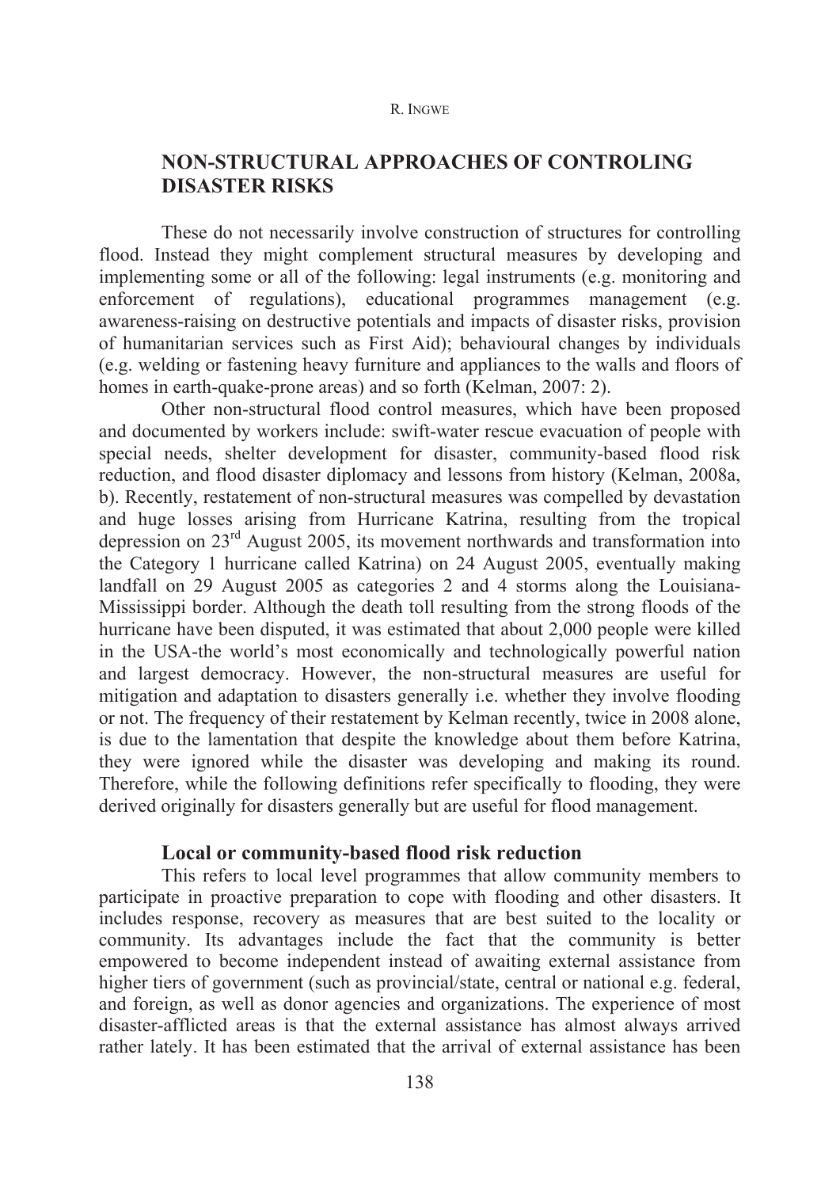## NON-STRUCTURAL APPROACHES OF CONTROLING DISASTER RISKS

These do not necessarily involve construction of structures for controlling flood. Instead they might complement structural measures by developing and implementing some or all of the following: legal instruments (e.g. monitoring and enforcement of regulations), educational programmes management (e.g. awareness-raising on destructive potentials and impacts of disaster risks, provision of humanitarian services such as First Aid); behavioural changes by individuals (e.g. welding or fastening heavy furniture and appliances to the walls and floors of homes in earth-quake-prone areas) and so forth (Kelman, 2007: 2).

Other non-structural flood control measures, which have been proposed and documented by workers include: swift-water rescue evacuation of people with special needs, shelter development for disaster, community-based flood risk reduction, and flood disaster diplomacy and lessons from history (Kelman, 2008a, b). Recently, restatement of non-structural measures was compelled by devastation and huge losses arising from Hurricane Katrina, resulting from the tropical depression on 23rd August 2005, its movement northwards and transformation into the Category 1 hurricane called Katrina) on 24 August 2005, eventually making landfall on 29 August 2005 as categories 2 and 4 storms along the Louisiana-Mississippi border. Although the death toll resulting from the strong floods of the hurricane have been disputed, it was estimated that about 2,000 people were killed in the USA-the world's most economically and technologically powerful nation and largest democracy. However, the non-structural measures are useful for mitigation and adaptation to disasters generally i.e. whether they involve flooding or not. The frequency of their restatement by Kelman recently, twice in 2008 alone, is due to the lamentation that despite the knowledge about them before Katrina, they were ignored while the disaster was developing and making its round. Therefore, while the following definitions refer specifically to flooding, they were derived originally for disasters generally but are useful for flood management.

### Local or community-based flood risk reduction

This refers to local level programmes that allow community members to participate in proactive preparation to cope with flooding and other disasters. It includes response, recovery as measures that are best suited to the locality or community. Its advantages include the fact that the community is better empowered to become independent instead of awaiting external assistance from higher tiers of government (such as provincial/state, central or national e.g. federal, and foreign, as well as donor agencies and organizations. The experience of most disaster-afflicted areas is that the external assistance has almost always arrived rather lately. It has been estimated that the arrival of external assistance has been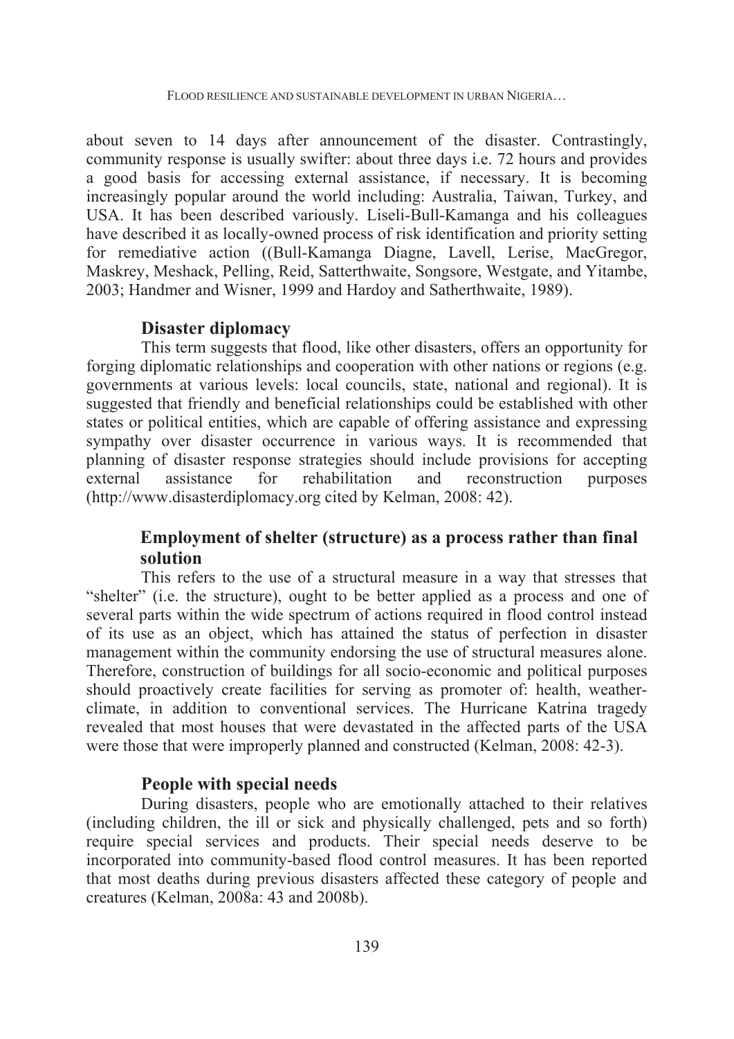about seven to 14 days after announcement of the disaster. Contrastingly, community response is usually swifter: about three days i.e. 72 hours and provides a good basis for accessing external assistance, if necessary. It is becoming increasingly popular around the world including: Australia, Taiwan, Turkey, and USA. It has been described variously. Liseli-Bull-Kamanga and his colleagues have described it as locally-owned process of risk identification and priority setting for remediative action ((Bull-Kamanga Diagne, Lavell, Lerise, MacGregor, Maskrey, Meshack, Pelling, Reid, Satterthwaite, Songsore, Westgate, and Yitambe, 2003; Handmer and Wisner, 1999 and Hardoy and Satherthwaite, 1989).

### Disaster diplomacy

This term suggests that flood, like other disasters, offers an opportunity for forging diplomatic relationships and cooperation with other nations or regions (e.g. governments at various levels: local councils, state, national and regional). It is suggested that friendly and beneficial relationships could be established with other states or political entities, which are capable of offering assistance and expressing sympathy over disaster occurrence in various ways. It is recommended that planning of disaster response strategies should include provisions for accepting external assistance for rehabilitation and reconstruction purposes (http://www.disasterdiplomacy.org cited by Kelman, 2008: 42).

### Employment of shelter (structure) as a process rather than final solution

This refers to the use of a structural measure in a way that stresses that "shelter" (i.e. the structure), ought to be better applied as a process and one of several parts within the wide spectrum of actions required in flood control instead of its use as an object, which has attained the status of perfection in disaster management within the community endorsing the use of structural measures alone. Therefore, construction of buildings for all socio-economic and political purposes should proactively create facilities for serving as promoter of: health, weather-climate, in addition to conventional services. The Hurricane Katrina tragedy revealed that most houses that were devastated in the affected parts of the USA were those that were improperly planned and constructed (Kelman, 2008: 42-3).

### People with special needs

During disasters, people who are emotionally attached to their relatives (including children, the ill or sick and physically challenged, pets and so forth) require special services and products. Their special needs deserve to be incorporated into community-based flood control measures. It has been reported that most deaths during previous disasters affected these category of people and creatures (Kelman, 2008a: 43 and 2008b).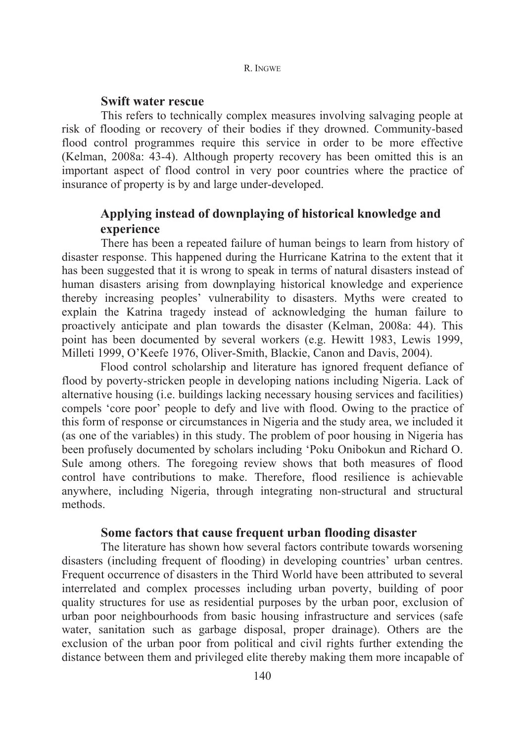### Swift water rescue

This refers to technically complex measures involving salvaging people at risk of flooding or recovery of their bodies if they drowned. Community-based flood control programmes require this service in order to be more effective (Kelman, 2008a: 43-4). Although property recovery has been omitted this is an important aspect of flood control in very poor countries where the practice of insurance of property is by and large under-developed.

### Applying instead of downplaying of historical knowledge and experience

There has been a repeated failure of human beings to learn from history of disaster response. This happened during the Hurricane Katrina to the extent that it has been suggested that it is wrong to speak in terms of natural disasters instead of human disasters arising from downplaying historical knowledge and experience thereby increasing peoples' vulnerability to disasters. Myths were created to explain the Katrina tragedy instead of acknowledging the human failure to proactively anticipate and plan towards the disaster (Kelman, 2008a: 44). This point has been documented by several workers (e.g. Hewitt 1983, Lewis 1999, Milleti 1999, O'Keefe 1976, Oliver-Smith, Blackie, Canon and Davis, 2004).

Flood control scholarship and literature has ignored frequent defiance of flood by poverty-stricken people in developing nations including Nigeria. Lack of alternative housing (i.e. buildings lacking necessary housing services and facilities) compels 'core poor' people to defy and live with flood. Owing to the practice of this form of response or circumstances in Nigeria and the study area, we included it (as one of the variables) in this study. The problem of poor housing in Nigeria has been profusely documented by scholars including 'Poku Onibokun and Richard O. Sule among others. The foregoing review shows that both measures of flood control have contributions to make. Therefore, flood resilience is achievable anywhere, including Nigeria, through integrating non-structural and structural methods.

### Some factors that cause frequent urban flooding disaster

The literature has shown how several factors contribute towards worsening disasters (including frequent of flooding) in developing countries' urban centres. Frequent occurrence of disasters in the Third World have been attributed to several interrelated and complex processes including urban poverty, building of poor quality structures for use as residential purposes by the urban poor, exclusion of urban poor neighbourhoods from basic housing infrastructure and services (safe water, sanitation such as garbage disposal, proper drainage). Others are the exclusion of the urban poor from political and civil rights further extending the distance between them and privileged elite thereby making them more incapable of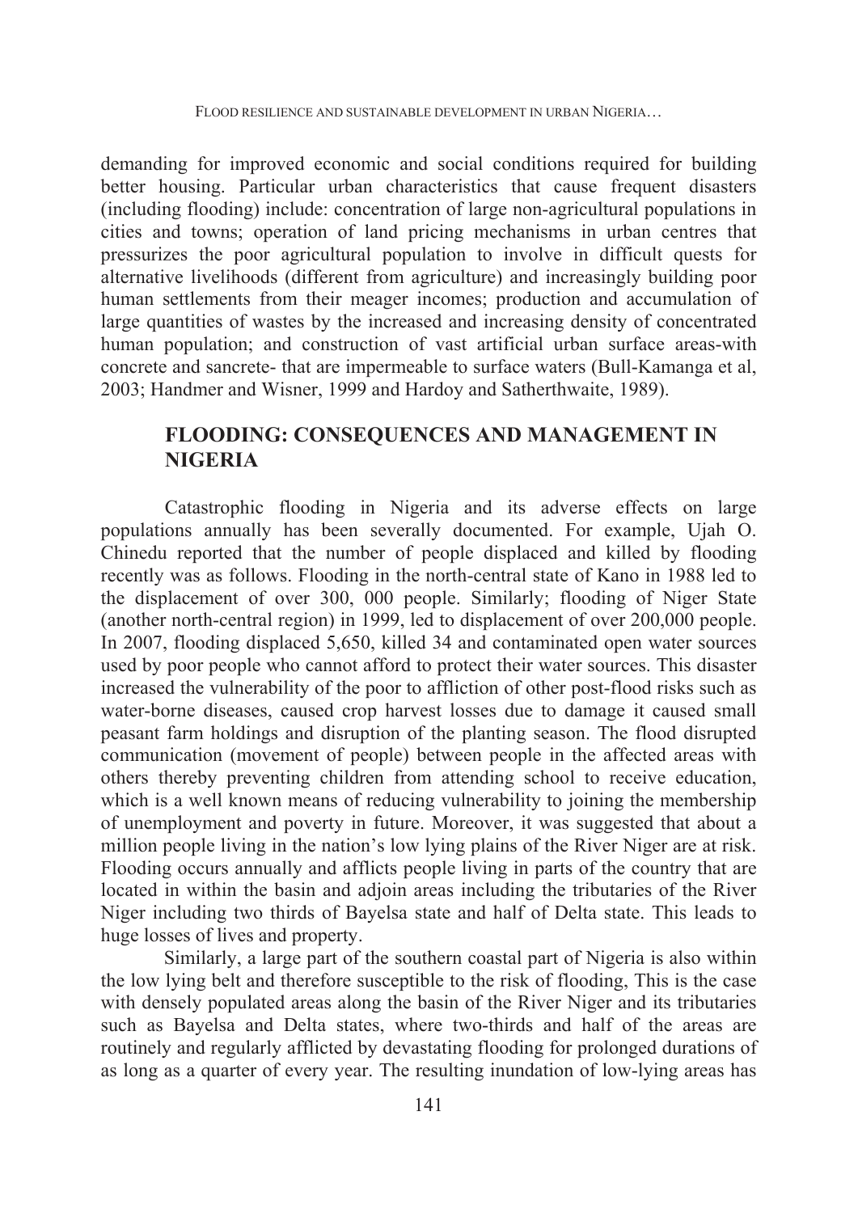demanding for improved economic and social conditions required for building better housing. Particular urban characteristics that cause frequent disasters (including flooding) include: concentration of large non-agricultural populations in cities and towns; operation of land pricing mechanisms in urban centres that pressurizes the poor agricultural population to involve in difficult quests for alternative livelihoods (different from agriculture) and increasingly building poor human settlements from their meager incomes; production and accumulation of large quantities of wastes by the increased and increasing density of concentrated human population; and construction of vast artificial urban surface areas-with concrete and sancrete- that are impermeable to surface waters (Bull-Kamanga et al, 2003; Handmer and Wisner, 1999 and Hardoy and Satherthwaite, 1989).

## FLOODING: CONSEQUENCES AND MANAGEMENT IN NIGERIA

Catastrophic flooding in Nigeria and its adverse effects on large populations annually has been severally documented. For example, Ujah O. Chinedu reported that the number of people displaced and killed by flooding recently was as follows. Flooding in the north-central state of Kano in 1988 led to the displacement of over 300, 000 people. Similarly; flooding of Niger State (another north-central region) in 1999, led to displacement of over 200,000 people. In 2007, flooding displaced 5,650, killed 34 and contaminated open water sources used by poor people who cannot afford to protect their water sources. This disaster increased the vulnerability of the poor to affliction of other post-flood risks such as water-borne diseases, caused crop harvest losses due to damage it caused small peasant farm holdings and disruption of the planting season. The flood disrupted communication (movement of people) between people in the affected areas with others thereby preventing children from attending school to receive education, which is a well known means of reducing vulnerability to joining the membership of unemployment and poverty in future. Moreover, it was suggested that about a million people living in the nation's low lying plains of the River Niger are at risk. Flooding occurs annually and afflicts people living in parts of the country that are located in within the basin and adjoin areas including the tributaries of the River Niger including two thirds of Bayelsa state and half of Delta state. This leads to huge losses of lives and property.

Similarly, a large part of the southern coastal part of Nigeria is also within the low lying belt and therefore susceptible to the risk of flooding, This is the case with densely populated areas along the basin of the River Niger and its tributaries such as Bayelsa and Delta states, where two-thirds and half of the areas are routinely and regularly afflicted by devastating flooding for prolonged durations of as long as a quarter of every year. The resulting inundation of low-lying areas has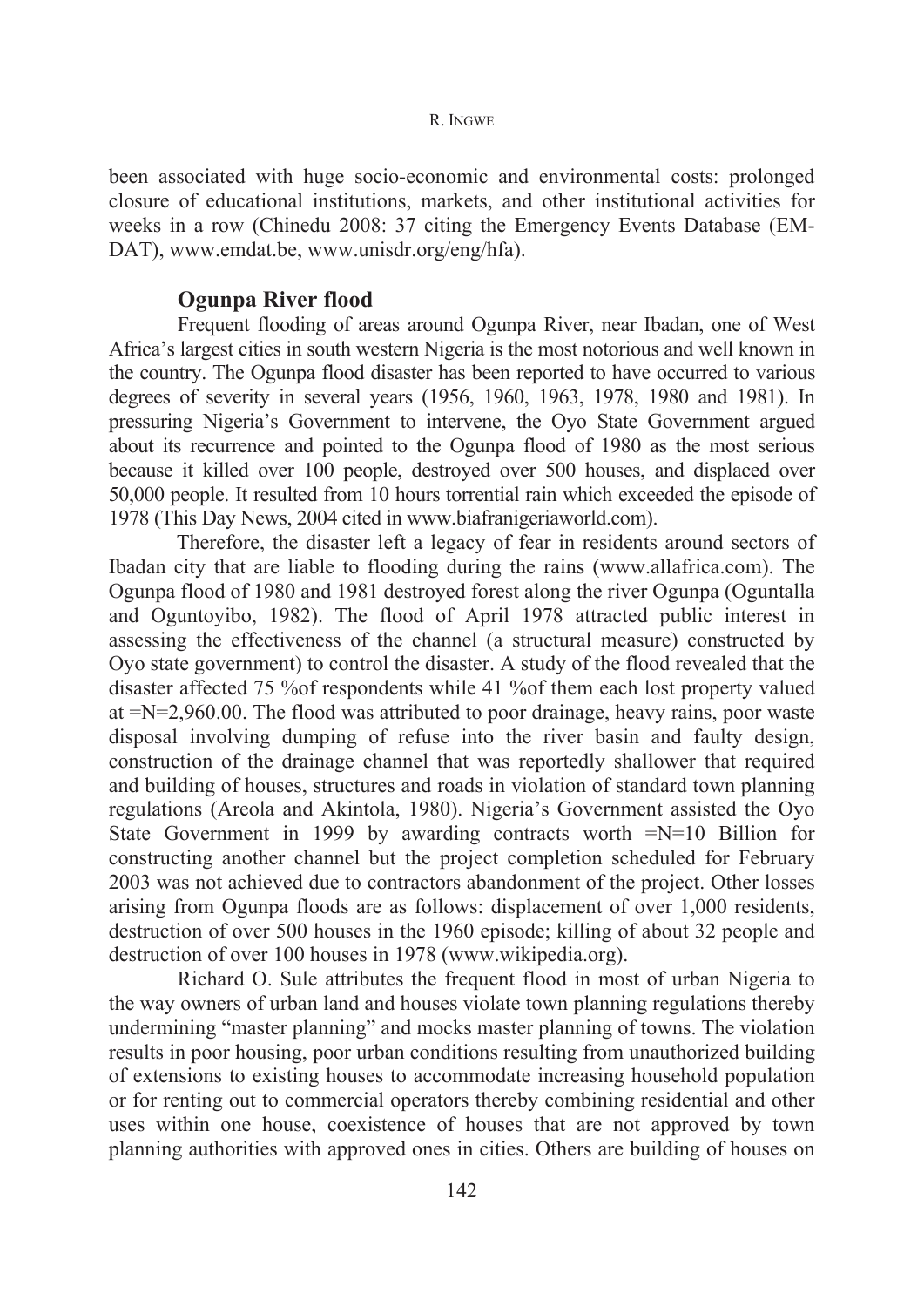been associated with huge socio-economic and environmental costs: prolonged closure of educational institutions, markets, and other institutional activities for weeks in a row (Chinedu 2008: 37 citing the Emergency Events Database (EM-DAT), www.emdat.be, www.unisdr.org/eng/hfa).

## Ogunpa River flood

Frequent flooding of areas around Ogunpa River, near Ibadan, one of West Africa's largest cities in south western Nigeria is the most notorious and well known in the country. The Ogunpa flood disaster has been reported to have occurred to various degrees of severity in several years (1956, 1960, 1963, 1978, 1980 and 1981). In pressuring Nigeria's Government to intervene, the Oyo State Government argued about its recurrence and pointed to the Ogunpa flood of 1980 as the most serious because it killed over 100 people, destroyed over 500 houses, and displaced over 50,000 people. It resulted from 10 hours torrential rain which exceeded the episode of 1978 (This Day News, 2004 cited in www.biafranigeriaworld.com).

Therefore, the disaster left a legacy of fear in residents around sectors of Ibadan city that are liable to flooding during the rains (www.allafrica.com). The Ogunpa flood of 1980 and 1981 destroyed forest along the river Ogunpa (Oguntalla and Oguntoyibo, 1982). The flood of April 1978 attracted public interest in assessing the effectiveness of the channel (a structural measure) constructed by Oyo state government) to control the disaster. A study of the flood revealed that the disaster affected 75 %of respondents while 41 %of them each lost property valued at =N=2,960.00. The flood was attributed to poor drainage, heavy rains, poor waste disposal involving dumping of refuse into the river basin and faulty design, construction of the drainage channel that was reportedly shallower that required and building of houses, structures and roads in violation of standard town planning regulations (Areola and Akintola, 1980). Nigeria's Government assisted the Oyo State Government in 1999 by awarding contracts worth =N=10 Billion for constructing another channel but the project completion scheduled for February 2003 was not achieved due to contractors abandonment of the project. Other losses arising from Ogunpa floods are as follows: displacement of over 1,000 residents, destruction of over 500 houses in the 1960 episode; killing of about 32 people and destruction of over 100 houses in 1978 (www.wikipedia.org).

Richard O. Sule attributes the frequent flood in most of urban Nigeria to the way owners of urban land and houses violate town planning regulations thereby undermining "master planning" and mocks master planning of towns. The violation results in poor housing, poor urban conditions resulting from unauthorized building of extensions to existing houses to accommodate increasing household population or for renting out to commercial operators thereby combining residential and other uses within one house, coexistence of houses that are not approved by town planning authorities with approved ones in cities. Others are building of houses on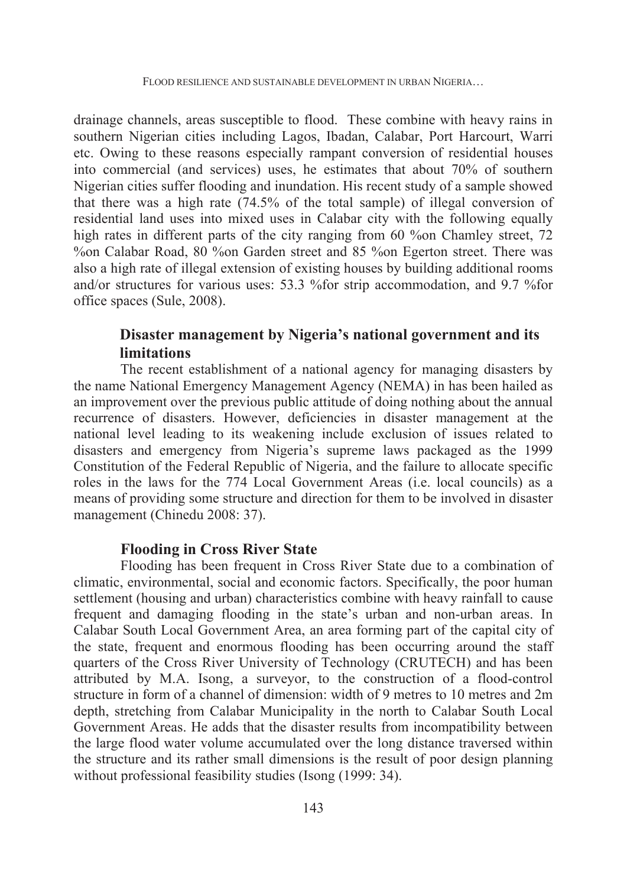drainage channels, areas susceptible to flood. These combine with heavy rains in southern Nigerian cities including Lagos, Ibadan, Calabar, Port Harcourt, Warri etc. Owing to these reasons especially rampant conversion of residential houses into commercial (and services) uses, he estimates that about 70% of southern Nigerian cities suffer flooding and inundation. His recent study of a sample showed that there was a high rate (74.5% of the total sample) of illegal conversion of residential land uses into mixed uses in Calabar city with the following equally high rates in different parts of the city ranging from 60 %on Chamley street, 72 %on Calabar Road, 80 %on Garden street and 85 %on Egerton street. There was also a high rate of illegal extension of existing houses by building additional rooms and/or structures for various uses: 53.3 %for strip accommodation, and 9.7 %for office spaces (Sule, 2008).

## Disaster management by Nigeria's national government and its limitations

The recent establishment of a national agency for managing disasters by the name National Emergency Management Agency (NEMA) in has been hailed as an improvement over the previous public attitude of doing nothing about the annual recurrence of disasters. However, deficiencies in disaster management at the national level leading to its weakening include exclusion of issues related to disasters and emergency from Nigeria's supreme laws packaged as the 1999 Constitution of the Federal Republic of Nigeria, and the failure to allocate specific roles in the laws for the 774 Local Government Areas (i.e. local councils) as a means of providing some structure and direction for them to be involved in disaster management (Chinedu 2008: 37).

## Flooding in Cross River State

Flooding has been frequent in Cross River State due to a combination of climatic, environmental, social and economic factors. Specifically, the poor human settlement (housing and urban) characteristics combine with heavy rainfall to cause frequent and damaging flooding in the state's urban and non-urban areas. In Calabar South Local Government Area, an area forming part of the capital city of the state, frequent and enormous flooding has been occurring around the staff quarters of the Cross River University of Technology (CRUTECH) and has been attributed by M.A. Isong, a surveyor, to the construction of a flood-control structure in form of a channel of dimension: width of 9 metres to 10 metres and 2m depth, stretching from Calabar Municipality in the north to Calabar South Local Government Areas. He adds that the disaster results from incompatibility between the large flood water volume accumulated over the long distance traversed within the structure and its rather small dimensions is the result of poor design planning without professional feasibility studies (Isong (1999: 34).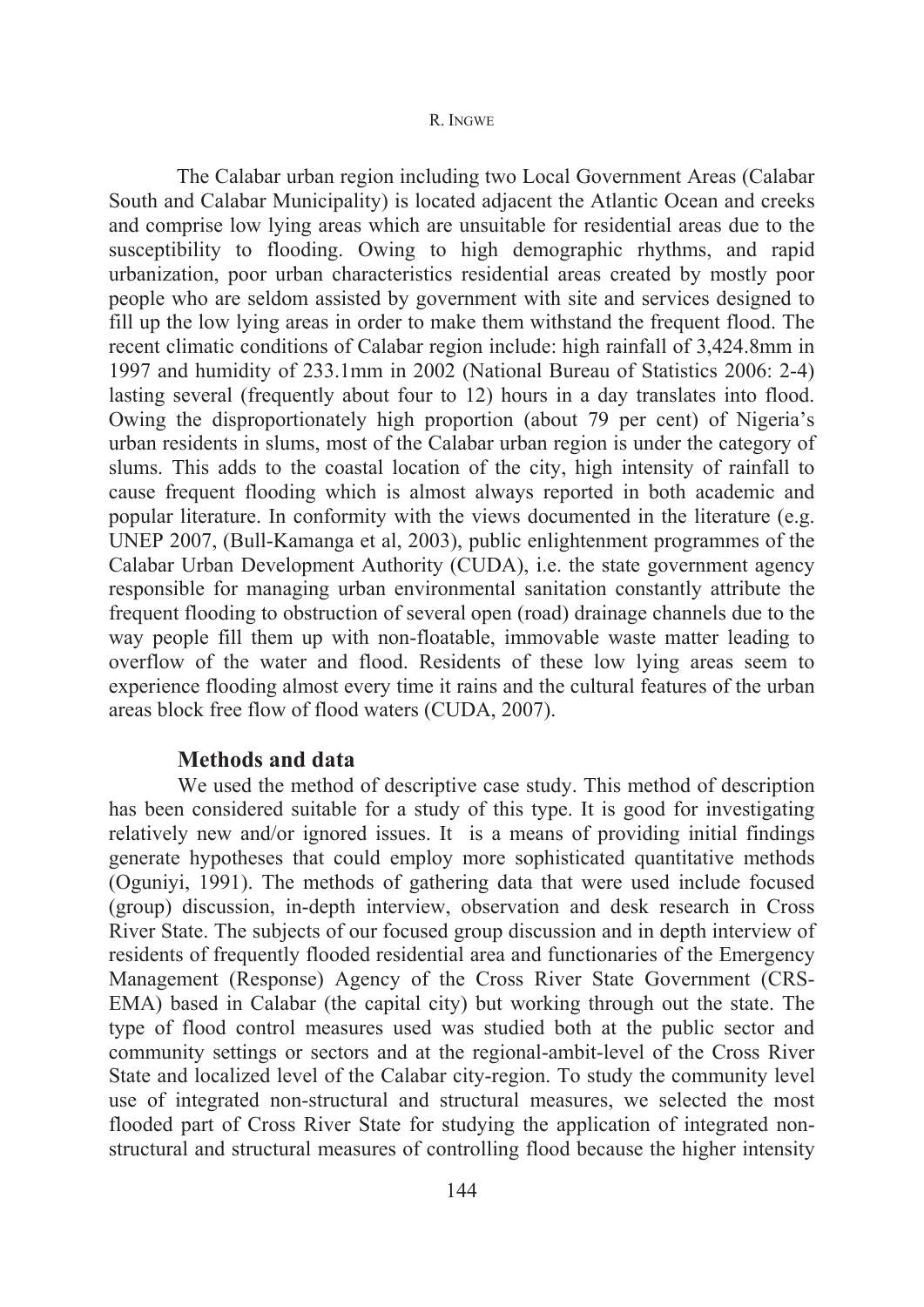The Calabar urban region including two Local Government Areas (Calabar South and Calabar Municipality) is located adjacent the Atlantic Ocean and creeks and comprise low lying areas which are unsuitable for residential areas due to the susceptibility to flooding. Owing to high demographic rhythms, and rapid urbanization, poor urban characteristics residential areas created by mostly poor people who are seldom assisted by government with site and services designed to fill up the low lying areas in order to make them withstand the frequent flood. The recent climatic conditions of Calabar region include: high rainfall of 3,424.8mm in 1997 and humidity of 233.1mm in 2002 (National Bureau of Statistics 2006: 2-4) lasting several (frequently about four to 12) hours in a day translates into flood. Owing the disproportionately high proportion (about 79 per cent) of Nigeria's urban residents in slums, most of the Calabar urban region is under the category of slums. This adds to the coastal location of the city, high intensity of rainfall to cause frequent flooding which is almost always reported in both academic and popular literature. In conformity with the views documented in the literature (e.g. UNEP 2007, (Bull-Kamanga et al, 2003), public enlightenment programmes of the Calabar Urban Development Authority (CUDA), i.e. the state government agency responsible for managing urban environmental sanitation constantly attribute the frequent flooding to obstruction of several open (road) drainage channels due to the way people fill them up with non-floatable, immovable waste matter leading to overflow of the water and flood. Residents of these low lying areas seem to experience flooding almost every time it rains and the cultural features of the urban areas block free flow of flood waters (CUDA, 2007).

## Methods and data

We used the method of descriptive case study. This method of description has been considered suitable for a study of this type. It is good for investigating relatively new and/or ignored issues. It is a means of providing initial findings generate hypotheses that could employ more sophisticated quantitative methods (Oguniyi, 1991). The methods of gathering data that were used include focused (group) discussion, in-depth interview, observation and desk research in Cross River State. The subjects of our focused group discussion and in depth interview of residents of frequently flooded residential area and functionaries of the Emergency Management (Response) Agency of the Cross River State Government (CRS-EMA) based in Calabar (the capital city) but working through out the state. The type of flood control measures used was studied both at the public sector and community settings or sectors and at the regional-ambit-level of the Cross River State and localized level of the Calabar city-region. To study the community level use of integrated non-structural and structural measures, we selected the most flooded part of Cross River State for studying the application of integrated non-structural and structural measures of controlling flood because the higher intensity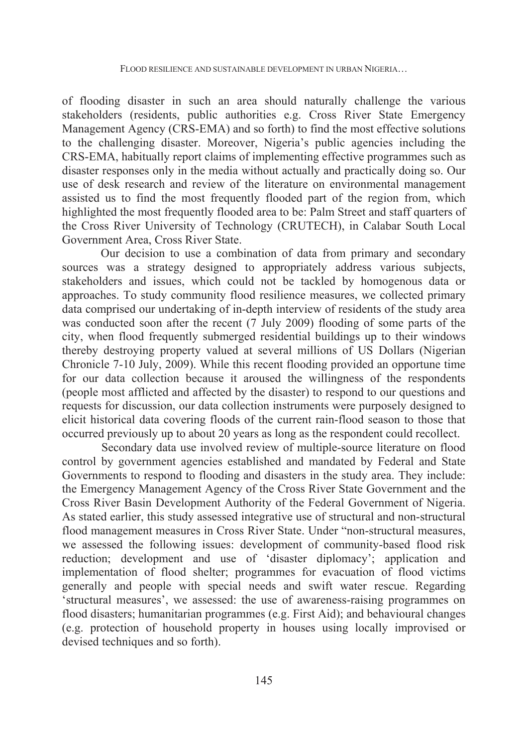of flooding disaster in such an area should naturally challenge the various stakeholders (residents, public authorities e.g. Cross River State Emergency Management Agency (CRS-EMA) and so forth) to find the most effective solutions to the challenging disaster. Moreover, Nigeria's public agencies including the CRS-EMA, habitually report claims of implementing effective programmes such as disaster responses only in the media without actually and practically doing so. Our use of desk research and review of the literature on environmental management assisted us to find the most frequently flooded part of the region from, which highlighted the most frequently flooded area to be: Palm Street and staff quarters of the Cross River University of Technology (CRUTECH), in Calabar South Local Government Area, Cross River State.

Our decision to use a combination of data from primary and secondary sources was a strategy designed to appropriately address various subjects, stakeholders and issues, which could not be tackled by homogenous data or approaches. To study community flood resilience measures, we collected primary data comprised our undertaking of in-depth interview of residents of the study area was conducted soon after the recent (7 July 2009) flooding of some parts of the city, when flood frequently submerged residential buildings up to their windows thereby destroying property valued at several millions of US Dollars (Nigerian Chronicle 7-10 July, 2009). While this recent flooding provided an opportune time for our data collection because it aroused the willingness of the respondents (people most afflicted and affected by the disaster) to respond to our questions and requests for discussion, our data collection instruments were purposely designed to elicit historical data covering floods of the current rain-flood season to those that occurred previously up to about 20 years as long as the respondent could recollect.

Secondary data use involved review of multiple-source literature on flood control by government agencies established and mandated by Federal and State Governments to respond to flooding and disasters in the study area. They include: the Emergency Management Agency of the Cross River State Government and the Cross River Basin Development Authority of the Federal Government of Nigeria. As stated earlier, this study assessed integrative use of structural and non-structural flood management measures in Cross River State. Under "non-structural measures, we assessed the following issues: development of community-based flood risk reduction; development and use of 'disaster diplomacy'; application and implementation of flood shelter; programmes for evacuation of flood victims generally and people with special needs and swift water rescue. Regarding 'structural measures', we assessed: the use of awareness-raising programmes on flood disasters; humanitarian programmes (e.g. First Aid); and behavioural changes (e.g. protection of household property in houses using locally improvised or devised techniques and so forth).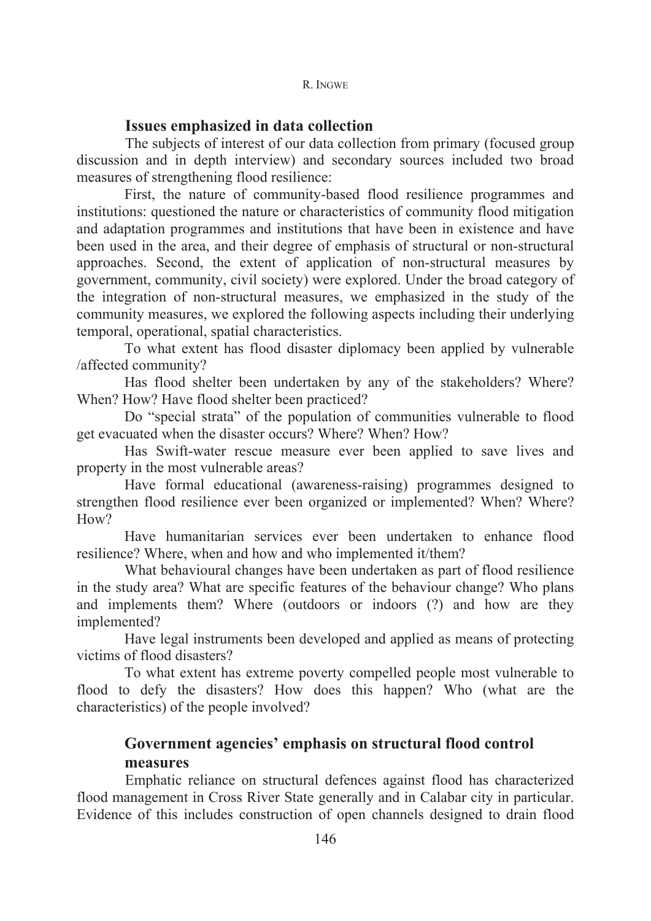## Issues emphasized in data collection

The subjects of interest of our data collection from primary (focused group discussion and in depth interview) and secondary sources included two broad measures of strengthening flood resilience:

First, the nature of community-based flood resilience programmes and institutions: questioned the nature or characteristics of community flood mitigation and adaptation programmes and institutions that have been in existence and have been used in the area, and their degree of emphasis of structural or non-structural approaches. Second, the extent of application of non-structural measures by government, community, civil society) were explored. Under the broad category of the integration of non-structural measures, we emphasized in the study of the community measures, we explored the following aspects including their underlying temporal, operational, spatial characteristics.

To what extent has flood disaster diplomacy been applied by vulnerable /affected community?

Has flood shelter been undertaken by any of the stakeholders? Where? When? How? Have flood shelter been practiced?

Do "special strata" of the population of communities vulnerable to flood get evacuated when the disaster occurs? Where? When? How?

Has Swift-water rescue measure ever been applied to save lives and property in the most vulnerable areas?

Have formal educational (awareness-raising) programmes designed to strengthen flood resilience ever been organized or implemented? When? Where? How?

Have humanitarian services ever been undertaken to enhance flood resilience? Where, when and how and who implemented it/them?

What behavioural changes have been undertaken as part of flood resilience in the study area? What are specific features of the behaviour change? Who plans and implements them? Where (outdoors or indoors (?) and how are they implemented?

Have legal instruments been developed and applied as means of protecting victims of flood disasters?

To what extent has extreme poverty compelled people most vulnerable to flood to defy the disasters? How does this happen? Who (what are the characteristics) of the people involved?

## Government agencies' emphasis on structural flood control measures

Emphatic reliance on structural defences against flood has characterized flood management in Cross River State generally and in Calabar city in particular. Evidence of this includes construction of open channels designed to drain flood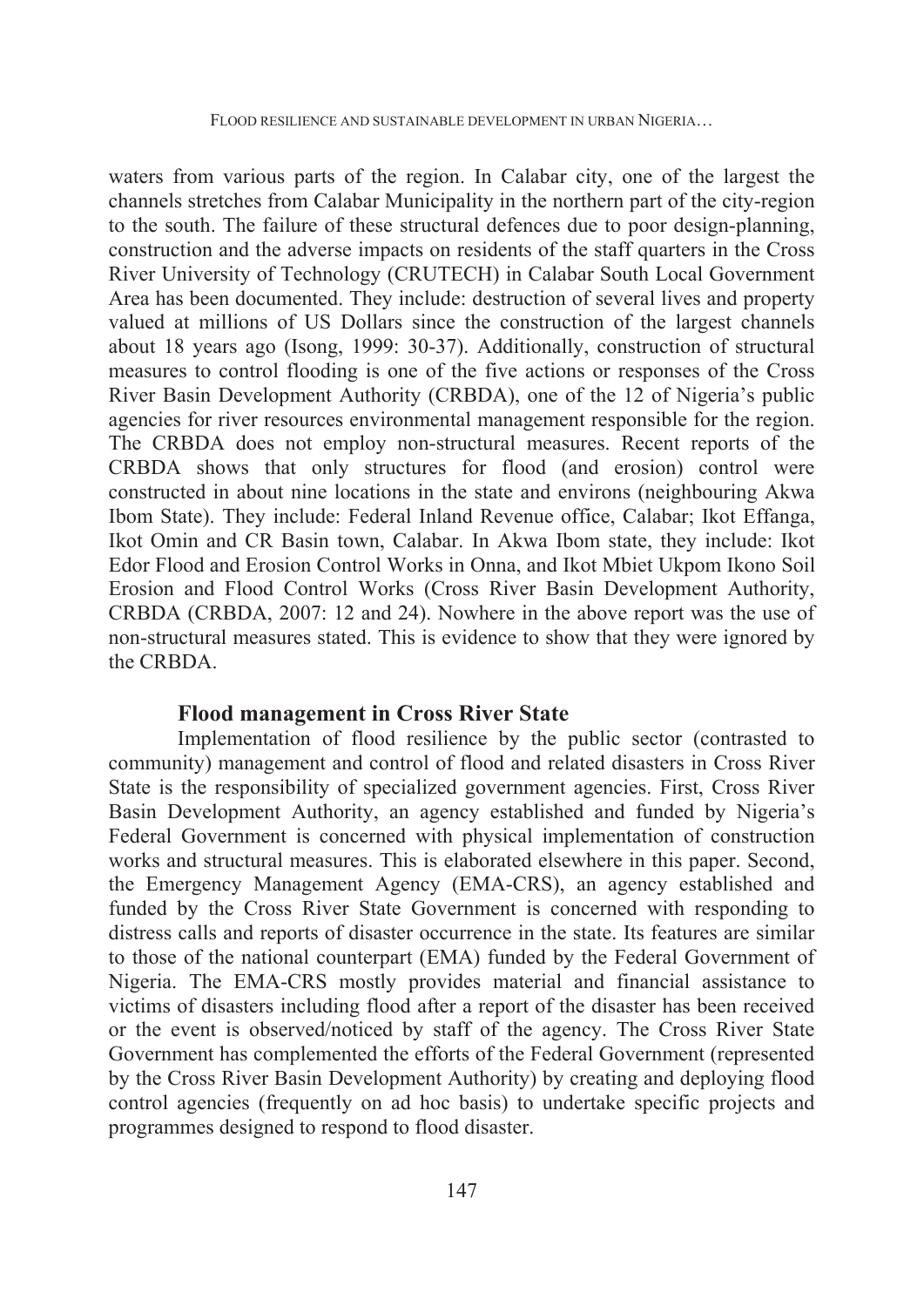waters from various parts of the region. In Calabar city, one of the largest the channels stretches from Calabar Municipality in the northern part of the city-region to the south. The failure of these structural defences due to poor design-planning, construction and the adverse impacts on residents of the staff quarters in the Cross River University of Technology (CRUTECH) in Calabar South Local Government Area has been documented. They include: destruction of several lives and property valued at millions of US Dollars since the construction of the largest channels about 18 years ago (Isong, 1999: 30-37). Additionally, construction of structural measures to control flooding is one of the five actions or responses of the Cross River Basin Development Authority (CRBDA), one of the 12 of Nigeria's public agencies for river resources environmental management responsible for the region. The CRBDA does not employ non-structural measures. Recent reports of the CRBDA shows that only structures for flood (and erosion) control were constructed in about nine locations in the state and environs (neighbouring Akwa Ibom State). They include: Federal Inland Revenue office, Calabar; Ikot Effanga, Ikot Omin and CR Basin town, Calabar. In Akwa Ibom state, they include: Ikot Edor Flood and Erosion Control Works in Onna, and Ikot Mbiet Ukpom Ikono Soil Erosion and Flood Control Works (Cross River Basin Development Authority, CRBDA (CRBDA, 2007: 12 and 24). Nowhere in the above report was the use of non-structural measures stated. This is evidence to show that they were ignored by the CRBDA.

## Flood management in Cross River State

Implementation of flood resilience by the public sector (contrasted to community) management and control of flood and related disasters in Cross River State is the responsibility of specialized government agencies. First, Cross River Basin Development Authority, an agency established and funded by Nigeria's Federal Government is concerned with physical implementation of construction works and structural measures. This is elaborated elsewhere in this paper. Second, the Emergency Management Agency (EMA-CRS), an agency established and funded by the Cross River State Government is concerned with responding to distress calls and reports of disaster occurrence in the state. Its features are similar to those of the national counterpart (EMA) funded by the Federal Government of Nigeria. The EMA-CRS mostly provides material and financial assistance to victims of disasters including flood after a report of the disaster has been received or the event is observed/noticed by staff of the agency. The Cross River State Government has complemented the efforts of the Federal Government (represented by the Cross River Basin Development Authority) by creating and deploying flood control agencies (frequently on ad hoc basis) to undertake specific projects and programmes designed to respond to flood disaster.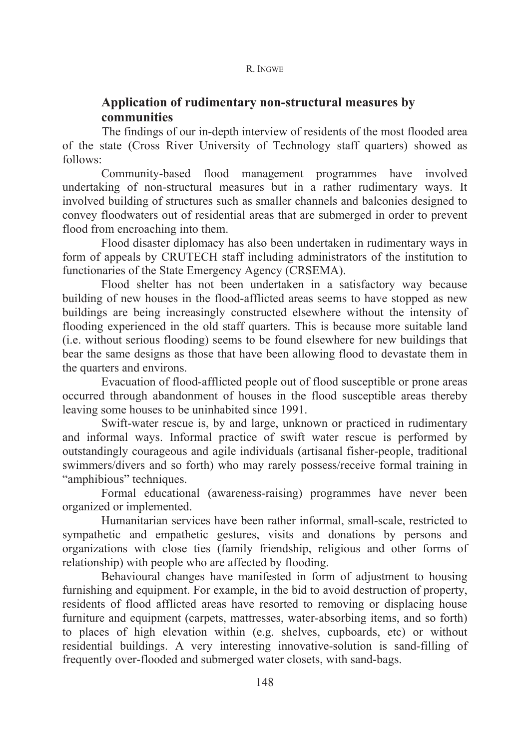## Application of rudimentary non-structural measures by communities

The findings of our in-depth interview of residents of the most flooded area of the state (Cross River University of Technology staff quarters) showed as follows:

Community-based flood management programmes have involved undertaking of non-structural measures but in a rather rudimentary ways. It involved building of structures such as smaller channels and balconies designed to convey floodwaters out of residential areas that are submerged in order to prevent flood from encroaching into them.

Flood disaster diplomacy has also been undertaken in rudimentary ways in form of appeals by CRUTECH staff including administrators of the institution to functionaries of the State Emergency Agency (CRSEMA).

Flood shelter has not been undertaken in a satisfactory way because building of new houses in the flood-afflicted areas seems to have stopped as new buildings are being increasingly constructed elsewhere without the intensity of flooding experienced in the old staff quarters. This is because more suitable land (i.e. without serious flooding) seems to be found elsewhere for new buildings that bear the same designs as those that have been allowing flood to devastate them in the quarters and environs.

Evacuation of flood-afflicted people out of flood susceptible or prone areas occurred through abandonment of houses in the flood susceptible areas thereby leaving some houses to be uninhabited since 1991.

Swift-water rescue is, by and large, unknown or practiced in rudimentary and informal ways. Informal practice of swift water rescue is performed by outstandingly courageous and agile individuals (artisanal fisher-people, traditional swimmers/divers and so forth) who may rarely possess/receive formal training in "amphibious" techniques.

Formal educational (awareness-raising) programmes have never been organized or implemented.

Humanitarian services have been rather informal, small-scale, restricted to sympathetic and empathetic gestures, visits and donations by persons and organizations with close ties (family friendship, religious and other forms of relationship) with people who are affected by flooding.

Behavioural changes have manifested in form of adjustment to housing furnishing and equipment. For example, in the bid to avoid destruction of property, residents of flood afflicted areas have resorted to removing or displacing house furniture and equipment (carpets, mattresses, water-absorbing items, and so forth) to places of high elevation within (e.g. shelves, cupboards, etc) or without residential buildings. A very interesting innovative-solution is sand-filling of frequently over-flooded and submerged water closets, with sand-bags.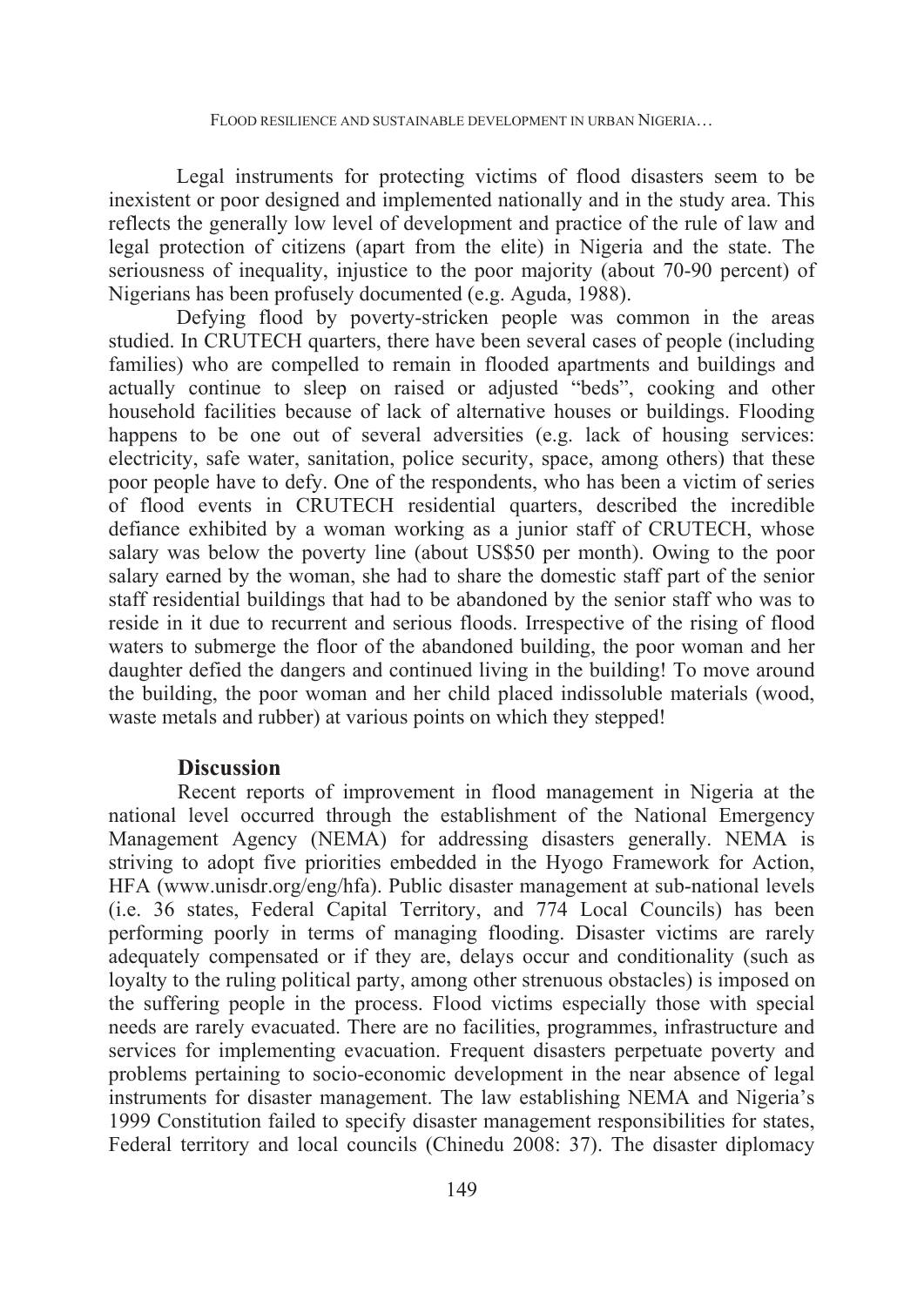Legal instruments for protecting victims of flood disasters seem to be inexistent or poor designed and implemented nationally and in the study area. This reflects the generally low level of development and practice of the rule of law and legal protection of citizens (apart from the elite) in Nigeria and the state. The seriousness of inequality, injustice to the poor majority (about 70-90 percent) of Nigerians has been profusely documented (e.g. Aguda, 1988).

Defying flood by poverty-stricken people was common in the areas studied. In CRUTECH quarters, there have been several cases of people (including families) who are compelled to remain in flooded apartments and buildings and actually continue to sleep on raised or adjusted "beds", cooking and other household facilities because of lack of alternative houses or buildings. Flooding happens to be one out of several adversities (e.g. lack of housing services: electricity, safe water, sanitation, police security, space, among others) that these poor people have to defy. One of the respondents, who has been a victim of series of flood events in CRUTECH residential quarters, described the incredible defiance exhibited by a woman working as a junior staff of CRUTECH, whose salary was below the poverty line (about US$50 per month). Owing to the poor salary earned by the woman, she had to share the domestic staff part of the senior staff residential buildings that had to be abandoned by the senior staff who was to reside in it due to recurrent and serious floods. Irrespective of the rising of flood waters to submerge the floor of the abandoned building, the poor woman and her daughter defied the dangers and continued living in the building! To move around the building, the poor woman and her child placed indissoluble materials (wood, waste metals and rubber) at various points on which they stepped!

## Discussion

Recent reports of improvement in flood management in Nigeria at the national level occurred through the establishment of the National Emergency Management Agency (NEMA) for addressing disasters generally. NEMA is striving to adopt five priorities embedded in the Hyogo Framework for Action, HFA (www.unisdr.org/eng/hfa). Public disaster management at sub-national levels (i.e. 36 states, Federal Capital Territory, and 774 Local Councils) has been performing poorly in terms of managing flooding. Disaster victims are rarely adequately compensated or if they are, delays occur and conditionality (such as loyalty to the ruling political party, among other strenuous obstacles) is imposed on the suffering people in the process. Flood victims especially those with special needs are rarely evacuated. There are no facilities, programmes, infrastructure and services for implementing evacuation. Frequent disasters perpetuate poverty and problems pertaining to socio-economic development in the near absence of legal instruments for disaster management. The law establishing NEMA and Nigeria's 1999 Constitution failed to specify disaster management responsibilities for states, Federal territory and local councils (Chinedu 2008: 37). The disaster diplomacy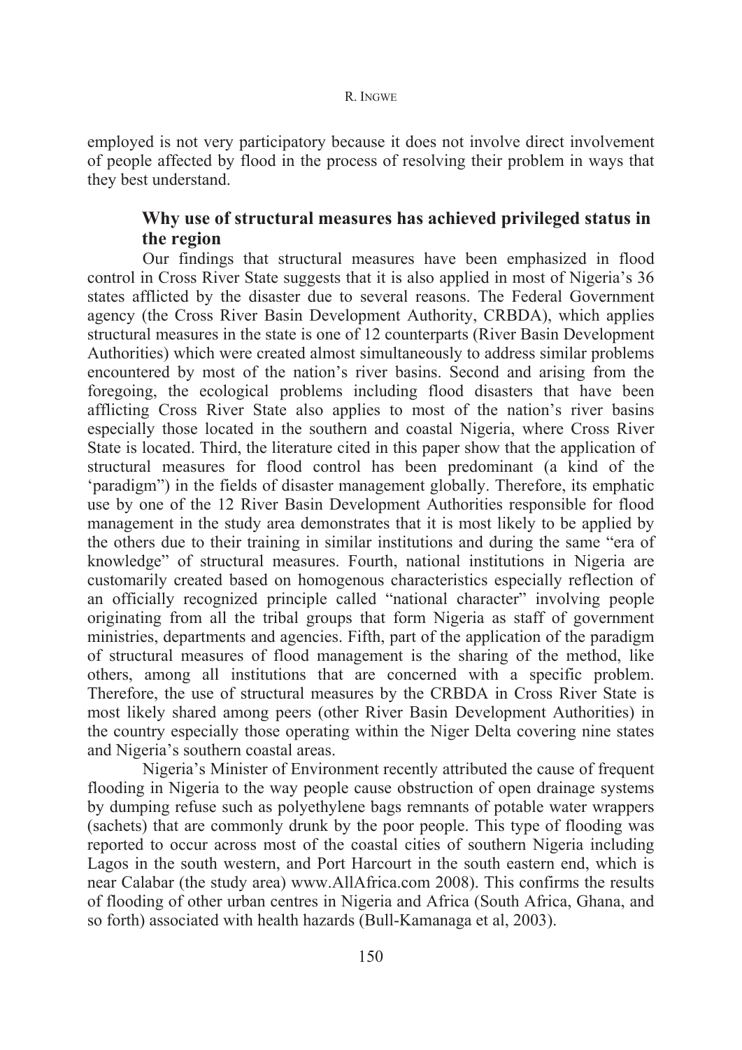employed is not very participatory because it does not involve direct involvement of people affected by flood in the process of resolving their problem in ways that they best understand.

### Why use of structural measures has achieved privileged status in the region

Our findings that structural measures have been emphasized in flood control in Cross River State suggests that it is also applied in most of Nigeria's 36 states afflicted by the disaster due to several reasons. The Federal Government agency (the Cross River Basin Development Authority, CRBDA), which applies structural measures in the state is one of 12 counterparts (River Basin Development Authorities) which were created almost simultaneously to address similar problems encountered by most of the nation's river basins. Second and arising from the foregoing, the ecological problems including flood disasters that have been afflicting Cross River State also applies to most of the nation's river basins especially those located in the southern and coastal Nigeria, where Cross River State is located. Third, the literature cited in this paper show that the application of structural measures for flood control has been predominant (a kind of the 'paradigm") in the fields of disaster management globally. Therefore, its emphatic use by one of the 12 River Basin Development Authorities responsible for flood management in the study area demonstrates that it is most likely to be applied by the others due to their training in similar institutions and during the same "era of knowledge" of structural measures. Fourth, national institutions in Nigeria are customarily created based on homogenous characteristics especially reflection of an officially recognized principle called "national character" involving people originating from all the tribal groups that form Nigeria as staff of government ministries, departments and agencies. Fifth, part of the application of the paradigm of structural measures of flood management is the sharing of the method, like others, among all institutions that are concerned with a specific problem. Therefore, the use of structural measures by the CRBDA in Cross River State is most likely shared among peers (other River Basin Development Authorities) in the country especially those operating within the Niger Delta covering nine states and Nigeria's southern coastal areas.

Nigeria's Minister of Environment recently attributed the cause of frequent flooding in Nigeria to the way people cause obstruction of open drainage systems by dumping refuse such as polyethylene bags remnants of potable water wrappers (sachets) that are commonly drunk by the poor people. This type of flooding was reported to occur across most of the coastal cities of southern Nigeria including Lagos in the south western, and Port Harcourt in the south eastern end, which is near Calabar (the study area) www.AllAfrica.com 2008). This confirms the results of flooding of other urban centres in Nigeria and Africa (South Africa, Ghana, and so forth) associated with health hazards (Bull-Kamanaga et al, 2003).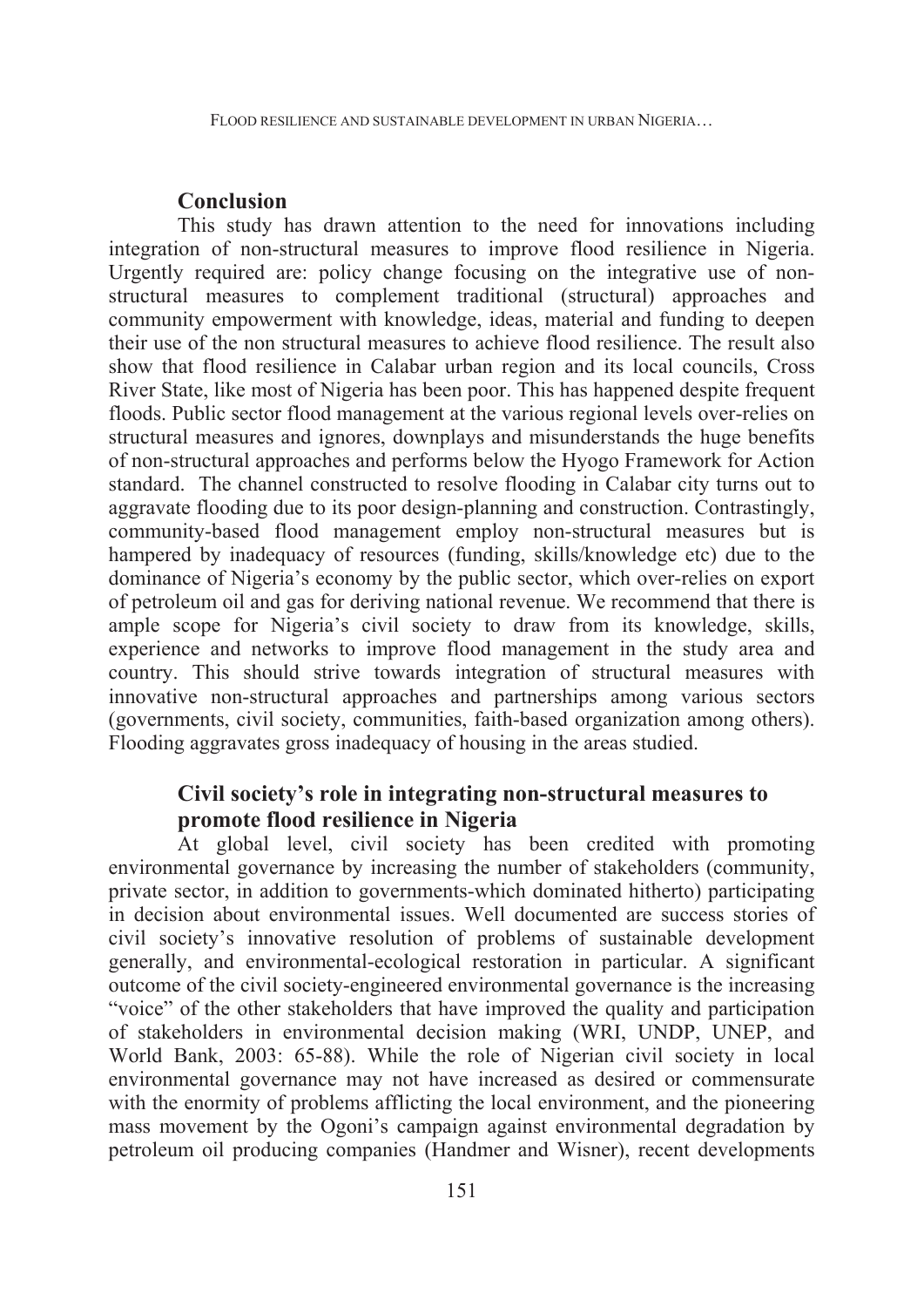## Conclusion

This study has drawn attention to the need for innovations including integration of non-structural measures to improve flood resilience in Nigeria. Urgently required are: policy change focusing on the integrative use of non-structural measures to complement traditional (structural) approaches and community empowerment with knowledge, ideas, material and funding to deepen their use of the non structural measures to achieve flood resilience. The result also show that flood resilience in Calabar urban region and its local councils, Cross River State, like most of Nigeria has been poor. This has happened despite frequent floods. Public sector flood management at the various regional levels over-relies on structural measures and ignores, downplays and misunderstands the huge benefits of non-structural approaches and performs below the Hyogo Framework for Action standard. The channel constructed to resolve flooding in Calabar city turns out to aggravate flooding due to its poor design-planning and construction. Contrastingly, community-based flood management employ non-structural measures but is hampered by inadequacy of resources (funding, skills/knowledge etc) due to the dominance of Nigeria's economy by the public sector, which over-relies on export of petroleum oil and gas for deriving national revenue. We recommend that there is ample scope for Nigeria's civil society to draw from its knowledge, skills, experience and networks to improve flood management in the study area and country. This should strive towards integration of structural measures with innovative non-structural approaches and partnerships among various sectors (governments, civil society, communities, faith-based organization among others). Flooding aggravates gross inadequacy of housing in the areas studied.

## Civil society's role in integrating non-structural measures to promote flood resilience in Nigeria

At global level, civil society has been credited with promoting environmental governance by increasing the number of stakeholders (community, private sector, in addition to governments-which dominated hitherto) participating in decision about environmental issues. Well documented are success stories of civil society's innovative resolution of problems of sustainable development generally, and environmental-ecological restoration in particular. A significant outcome of the civil society-engineered environmental governance is the increasing "voice" of the other stakeholders that have improved the quality and participation of stakeholders in environmental decision making (WRI, UNDP, UNEP, and World Bank, 2003: 65-88). While the role of Nigerian civil society in local environmental governance may not have increased as desired or commensurate with the enormity of problems afflicting the local environment, and the pioneering mass movement by the Ogoni's campaign against environmental degradation by petroleum oil producing companies (Handmer and Wisner), recent developments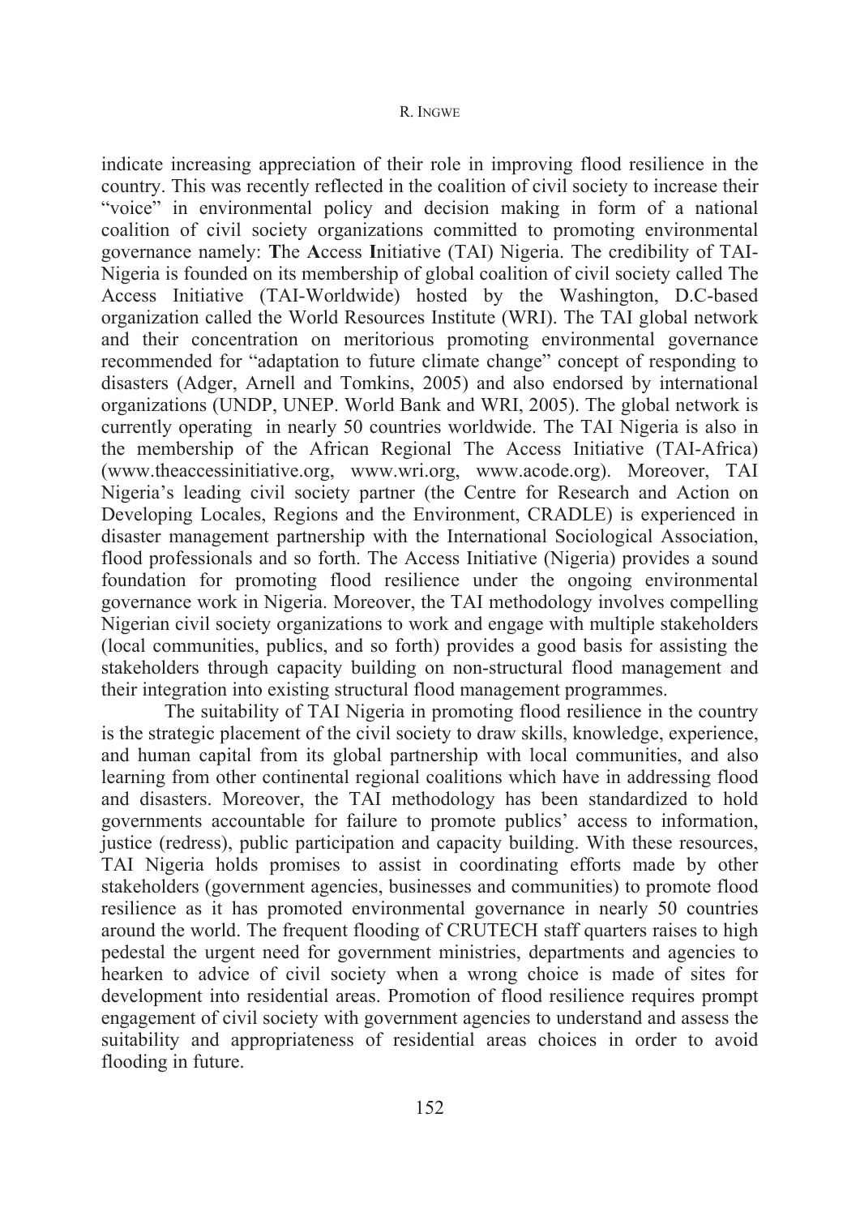indicate increasing appreciation of their role in improving flood resilience in the country. This was recently reflected in the coalition of civil society to increase their "voice" in environmental policy and decision making in form of a national coalition of civil society organizations committed to promoting environmental governance namely: **T**he **A**ccess **I**nitiative (TAI) Nigeria. The credibility of TAI-Nigeria is founded on its membership of global coalition of civil society called The Access Initiative (TAI-Worldwide) hosted by the Washington, D.C-based organization called the World Resources Institute (WRI). The TAI global network and their concentration on meritorious promoting environmental governance recommended for "adaptation to future climate change" concept of responding to disasters (Adger, Arnell and Tomkins, 2005) and also endorsed by international organizations (UNDP, UNEP. World Bank and WRI, 2005). The global network is currently operating in nearly 50 countries worldwide. The TAI Nigeria is also in the membership of the African Regional The Access Initiative (TAI-Africa) (www.theaccessinitiative.org, www.wri.org, www.acode.org). Moreover, TAI Nigeria's leading civil society partner (the Centre for Research and Action on Developing Locales, Regions and the Environment, CRADLE) is experienced in disaster management partnership with the International Sociological Association, flood professionals and so forth. The Access Initiative (Nigeria) provides a sound foundation for promoting flood resilience under the ongoing environmental governance work in Nigeria. Moreover, the TAI methodology involves compelling Nigerian civil society organizations to work and engage with multiple stakeholders (local communities, publics, and so forth) provides a good basis for assisting the stakeholders through capacity building on non-structural flood management and their integration into existing structural flood management programmes.

The suitability of TAI Nigeria in promoting flood resilience in the country is the strategic placement of the civil society to draw skills, knowledge, experience, and human capital from its global partnership with local communities, and also learning from other continental regional coalitions which have in addressing flood and disasters. Moreover, the TAI methodology has been standardized to hold governments accountable for failure to promote publics' access to information, justice (redress), public participation and capacity building. With these resources, TAI Nigeria holds promises to assist in coordinating efforts made by other stakeholders (government agencies, businesses and communities) to promote flood resilience as it has promoted environmental governance in nearly 50 countries around the world. The frequent flooding of CRUTECH staff quarters raises to high pedestal the urgent need for government ministries, departments and agencies to hearken to advice of civil society when a wrong choice is made of sites for development into residential areas. Promotion of flood resilience requires prompt engagement of civil society with government agencies to understand and assess the suitability and appropriateness of residential areas choices in order to avoid flooding in future.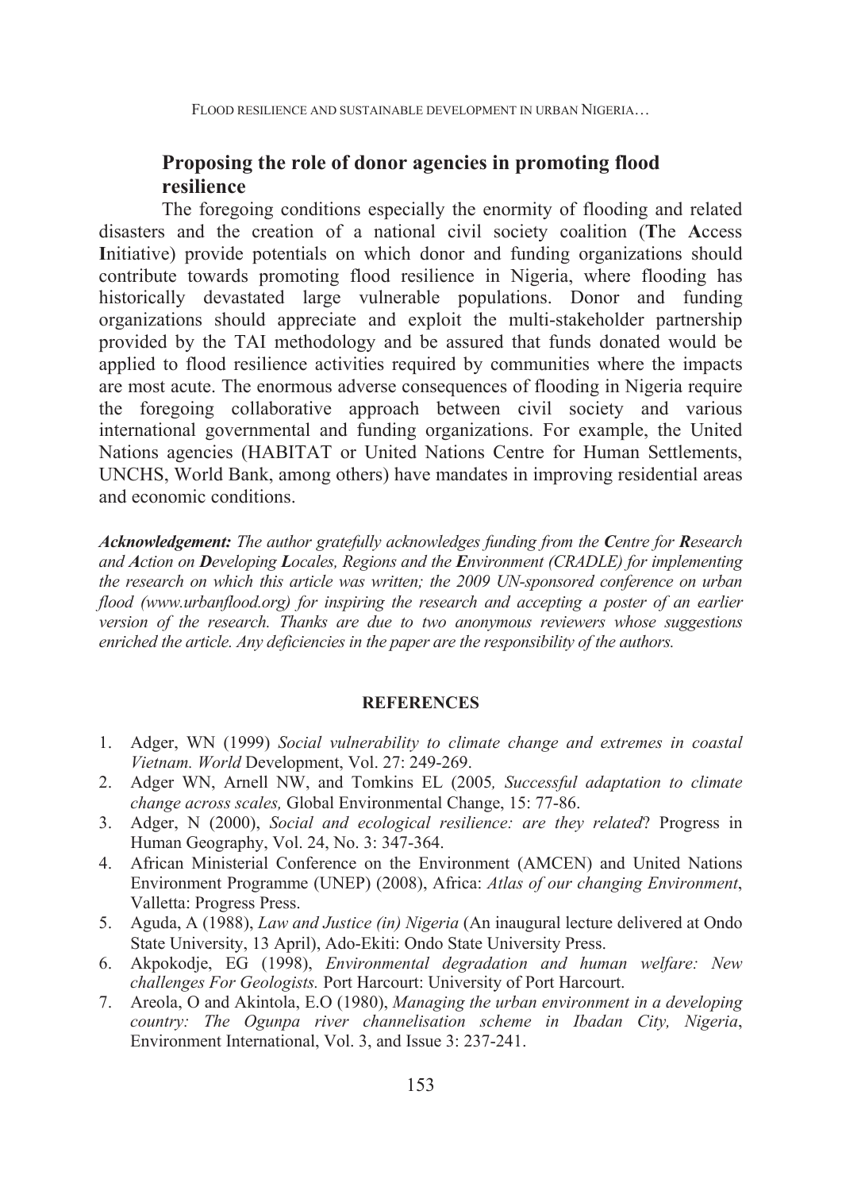## Proposing the role of donor agencies in promoting flood resilience

The foregoing conditions especially the enormity of flooding and related disasters and the creation of a national civil society coalition (**T**he **A**ccess **I**nitiative) provide potentials on which donor and funding organizations should contribute towards promoting flood resilience in Nigeria, where flooding has historically devastated large vulnerable populations. Donor and funding organizations should appreciate and exploit the multi-stakeholder partnership provided by the TAI methodology and be assured that funds donated would be applied to flood resilience activities required by communities where the impacts are most acute. The enormous adverse consequences of flooding in Nigeria require the foregoing collaborative approach between civil society and various international governmental and funding organizations. For example, the United Nations agencies (HABITAT or United Nations Centre for Human Settlements, UNCHS, World Bank, among others) have mandates in improving residential areas and economic conditions.

***Acknowledgement:*** *The author gratefully acknowledges funding from the **C**entre for **R**esearch and **A**ction on **D**eveloping **L**ocales, Regions and the **E**nvironment (CRADLE) for implementing the research on which this article was written; the 2009 UN-sponsored conference on urban flood (www.urbanflood.org) for inspiring the research and accepting a poster of an earlier version of the research. Thanks are due to two anonymous reviewers whose suggestions enriched the article. Any deficiencies in the paper are the responsibility of the authors.*

### REFERENCES

1. Adger, WN (1999) *Social vulnerability to climate change and extremes in coastal Vietnam. World* Development, Vol. 27: 249-269.
2. Adger WN, Arnell NW, and Tomkins EL (2005*, Successful adaptation to climate change across scales,* Global Environmental Change, 15: 77-86.
3. Adger, N (2000), *Social and ecological resilience: are they related*? Progress in Human Geography, Vol. 24, No. 3: 347-364.
4. African Ministerial Conference on the Environment (AMCEN) and United Nations Environment Programme (UNEP) (2008), Africa: *Atlas of our changing Environment*, Valletta: Progress Press.
5. Aguda, A (1988), *Law and Justice (in) Nigeria* (An inaugural lecture delivered at Ondo State University, 13 April), Ado-Ekiti: Ondo State University Press.
6. Akpokodje, EG (1998), *Environmental degradation and human welfare: New challenges For Geologists.* Port Harcourt: University of Port Harcourt.
7. Areola, O and Akintola, E.O (1980), *Managing the urban environment in a developing country: The Ogunpa river channelisation scheme in Ibadan City, Nigeria*, Environment International, Vol. 3, and Issue 3: 237-241.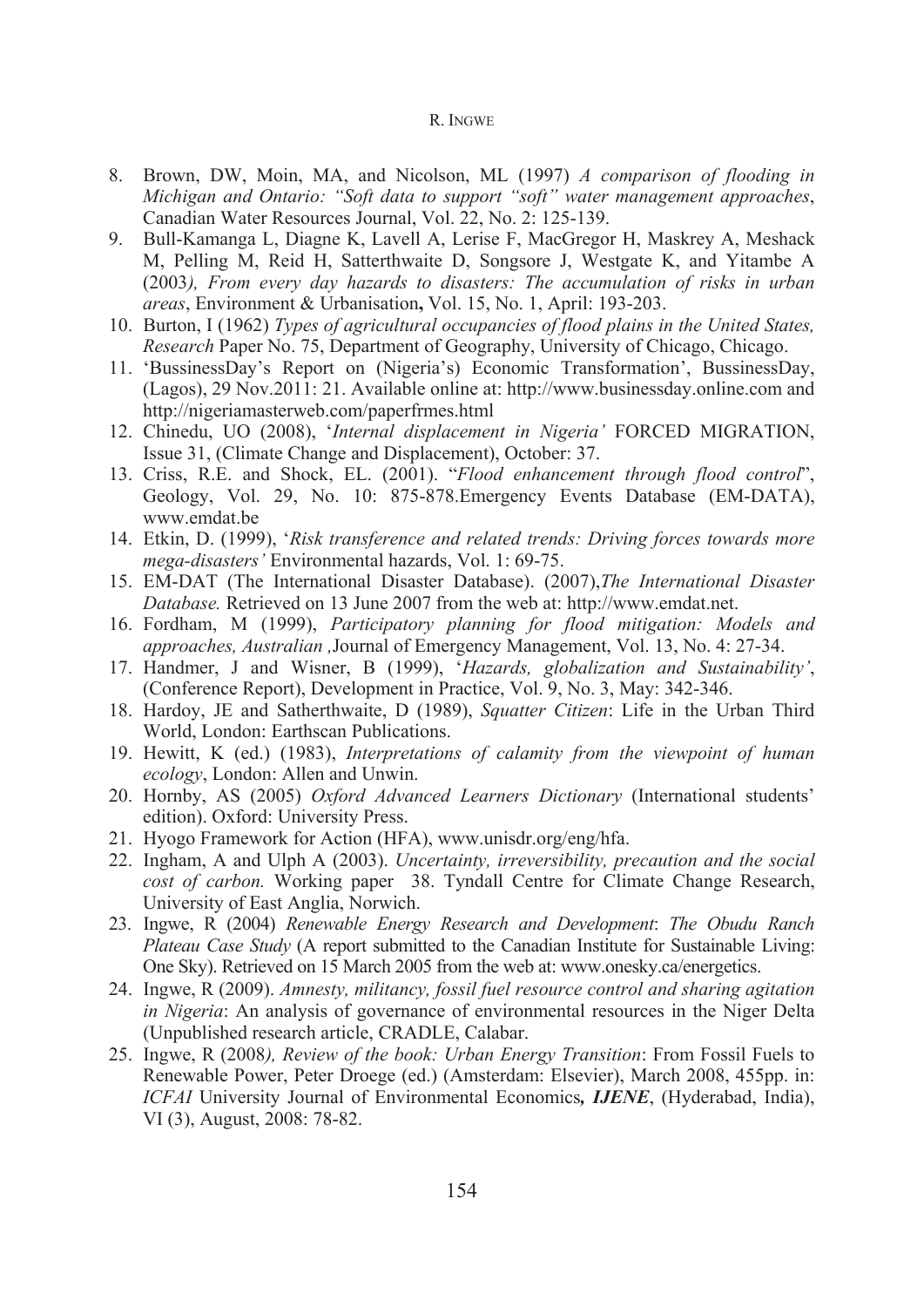8. Brown, DW, Moin, MA, and Nicolson, ML (1997) *A comparison of flooding in Michigan and Ontario: "Soft data to support "soft" water management approaches*, Canadian Water Resources Journal, Vol. 22, No. 2: 125-139.
9. Bull-Kamanga L, Diagne K, Lavell A, Lerise F, MacGregor H, Maskrey A, Meshack M, Pelling M, Reid H, Satterthwaite D, Songsore J, Westgate K, and Yitambe A (2003*), From every day hazards to disasters: The accumulation of risks in urban areas*, Environment & Urbanisation**,** Vol. 15, No. 1, April: 193-203.
10. Burton, I (1962) *Types of agricultural occupancies of flood plains in the United States, Research* Paper No. 75, Department of Geography, University of Chicago, Chicago.
11. 'BussinessDay's Report on (Nigeria's) Economic Transformation', BussinessDay, (Lagos), 29 Nov.2011: 21. Available online at: http://www.businessday.online.com and http://nigeriamasterweb.com/paperfrmes.html
12. Chinedu, UO (2008), '*Internal displacement in Nigeria'* FORCED MIGRATION, Issue 31, (Climate Change and Displacement), October: 37.
13. Criss, R.E. and Shock, EL. (2001). "*Flood enhancement through flood control*", Geology, Vol. 29, No. 10: 875-878.Emergency Events Database (EM-DATA), www.emdat.be
14. Etkin, D. (1999), '*Risk transference and related trends: Driving forces towards more mega-disasters'* Environmental hazards, Vol. 1: 69-75.
15. EM-DAT (The International Disaster Database). (2007),*The International Disaster Database.* Retrieved on 13 June 2007 from the web at: http://www.emdat.net.
16. Fordham, M (1999), *Participatory planning for flood mitigation: Models and approaches, Australian ,*Journal of Emergency Management, Vol. 13, No. 4: 27-34.
17. Handmer, J and Wisner, B (1999), '*Hazards, globalization and Sustainability'*, (Conference Report), Development in Practice, Vol. 9, No. 3, May: 342-346.
18. Hardoy, JE and Satherthwaite, D (1989), *Squatter Citizen*: Life in the Urban Third World, London: Earthscan Publications.
19. Hewitt, K (ed.) (1983), *Interpretations of calamity from the viewpoint of human ecology*, London: Allen and Unwin.
20. Hornby, AS (2005) *Oxford Advanced Learners Dictionary* (International students' edition). Oxford: University Press.
21. Hyogo Framework for Action (HFA), www.unisdr.org/eng/hfa.
22. Ingham, A and Ulph A (2003). *Uncertainty, irreversibility, precaution and the social cost of carbon.* Working paper 38. Tyndall Centre for Climate Change Research, University of East Anglia, Norwich.
23. Ingwe, R (2004) *Renewable Energy Research and Development*: *The Obudu Ranch Plateau Case Study* (A report submitted to the Canadian Institute for Sustainable Living: One Sky). Retrieved on 15 March 2005 from the web at: www.onesky.ca/energetics.
24. Ingwe, R (2009). *Amnesty, militancy, fossil fuel resource control and sharing agitation in Nigeria*: An analysis of governance of environmental resources in the Niger Delta (Unpublished research article, CRADLE, Calabar.
25. Ingwe, R (2008*), Review of the book: Urban Energy Transition*: From Fossil Fuels to Renewable Power, Peter Droege (ed.) (Amsterdam: Elsevier), March 2008, 455pp. in: *ICFAI* University Journal of Environmental Economics**,** ***IJENE***, (Hyderabad, India), VI (3), August, 2008: 78-82.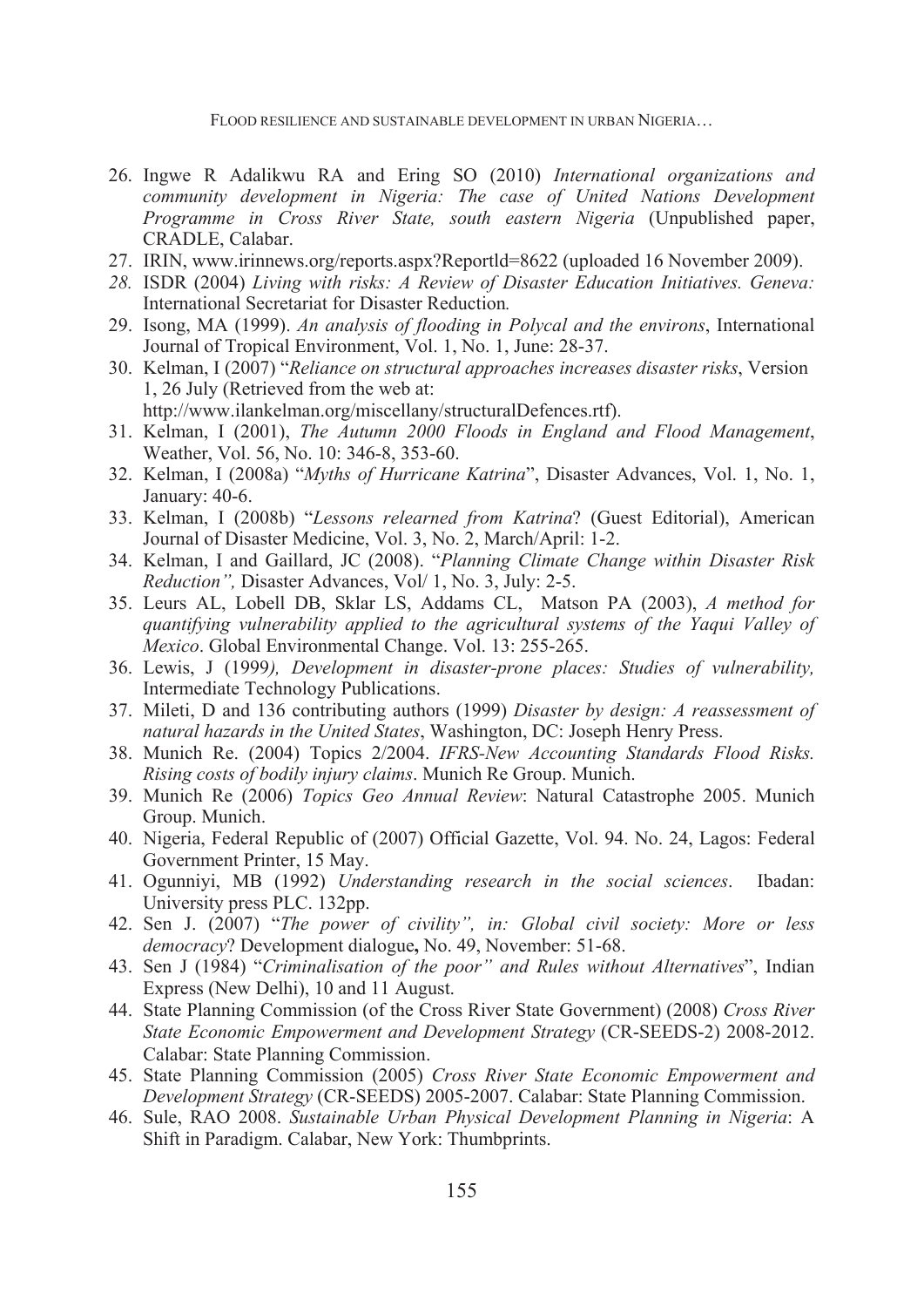26. Ingwe R Adalikwu RA and Ering SO (2010) *International organizations and community development in Nigeria: The case of United Nations Development Programme in Cross River State, south eastern Nigeria* (Unpublished paper, CRADLE, Calabar.
27. IRIN, www.irinnews.org/reports.aspx?Reportld=8622 (uploaded 16 November 2009).
28. ISDR (2004) *Living with risks: A Review of Disaster Education Initiatives. Geneva:* International Secretariat for Disaster Reduction*.*
29. Isong, MA (1999). *An analysis of flooding in Polycal and the environs*, International Journal of Tropical Environment, Vol. 1, No. 1, June: 28-37.
30. Kelman, I (2007) "*Reliance on structural approaches increases disaster risks*, Version 1, 26 July (Retrieved from the web at: http://www.ilankelman.org/miscellany/structuralDefences.rtf).
31. Kelman, I (2001), *The Autumn 2000 Floods in England and Flood Management*, Weather, Vol. 56, No. 10: 346-8, 353-60.
32. Kelman, I (2008a) "*Myths of Hurricane Katrina*", Disaster Advances, Vol. 1, No. 1, January: 40-6.
33. Kelman, I (2008b) "*Lessons relearned from Katrina*? (Guest Editorial), American Journal of Disaster Medicine, Vol. 3, No. 2, March/April: 1-2.
34. Kelman, I and Gaillard, JC (2008). "*Planning Climate Change within Disaster Risk Reduction",* Disaster Advances, Vol/ 1, No. 3, July: 2-5.
35. Leurs AL, Lobell DB, Sklar LS, Addams CL, Matson PA (2003), *A method for quantifying vulnerability applied to the agricultural systems of the Yaqui Valley of Mexico*. Global Environmental Change. Vol. 13: 255-265.
36. Lewis, J (1999*), Development in disaster-prone places: Studies of vulnerability,* Intermediate Technology Publications.
37. Mileti, D and 136 contributing authors (1999) *Disaster by design: A reassessment of natural hazards in the United States*, Washington, DC: Joseph Henry Press.
38. Munich Re. (2004) Topics 2/2004. *IFRS-New Accounting Standards Flood Risks. Rising costs of bodily injury claims*. Munich Re Group. Munich.
39. Munich Re (2006) *Topics Geo Annual Review*: Natural Catastrophe 2005. Munich Group. Munich.
40. Nigeria, Federal Republic of (2007) Official Gazette, Vol. 94. No. 24, Lagos: Federal Government Printer, 15 May.
41. Ogunniyi, MB (1992) *Understanding research in the social sciences*. Ibadan: University press PLC. 132pp.
42. Sen J. (2007) "*The power of civility", in: Global civil society: More or less democracy*? Development dialogue**,** No. 49, November: 51-68.
43. Sen J (1984) "*Criminalisation of the poor" and Rules without Alternatives*", Indian Express (New Delhi), 10 and 11 August.
44. State Planning Commission (of the Cross River State Government) (2008) *Cross River State Economic Empowerment and Development Strategy* (CR-SEEDS-2) 2008-2012. Calabar: State Planning Commission.
45. State Planning Commission (2005) *Cross River State Economic Empowerment and Development Strategy* (CR-SEEDS) 2005-2007. Calabar: State Planning Commission.
46. Sule, RAO 2008. *Sustainable Urban Physical Development Planning in Nigeria*: A Shift in Paradigm. Calabar, New York: Thumbprints.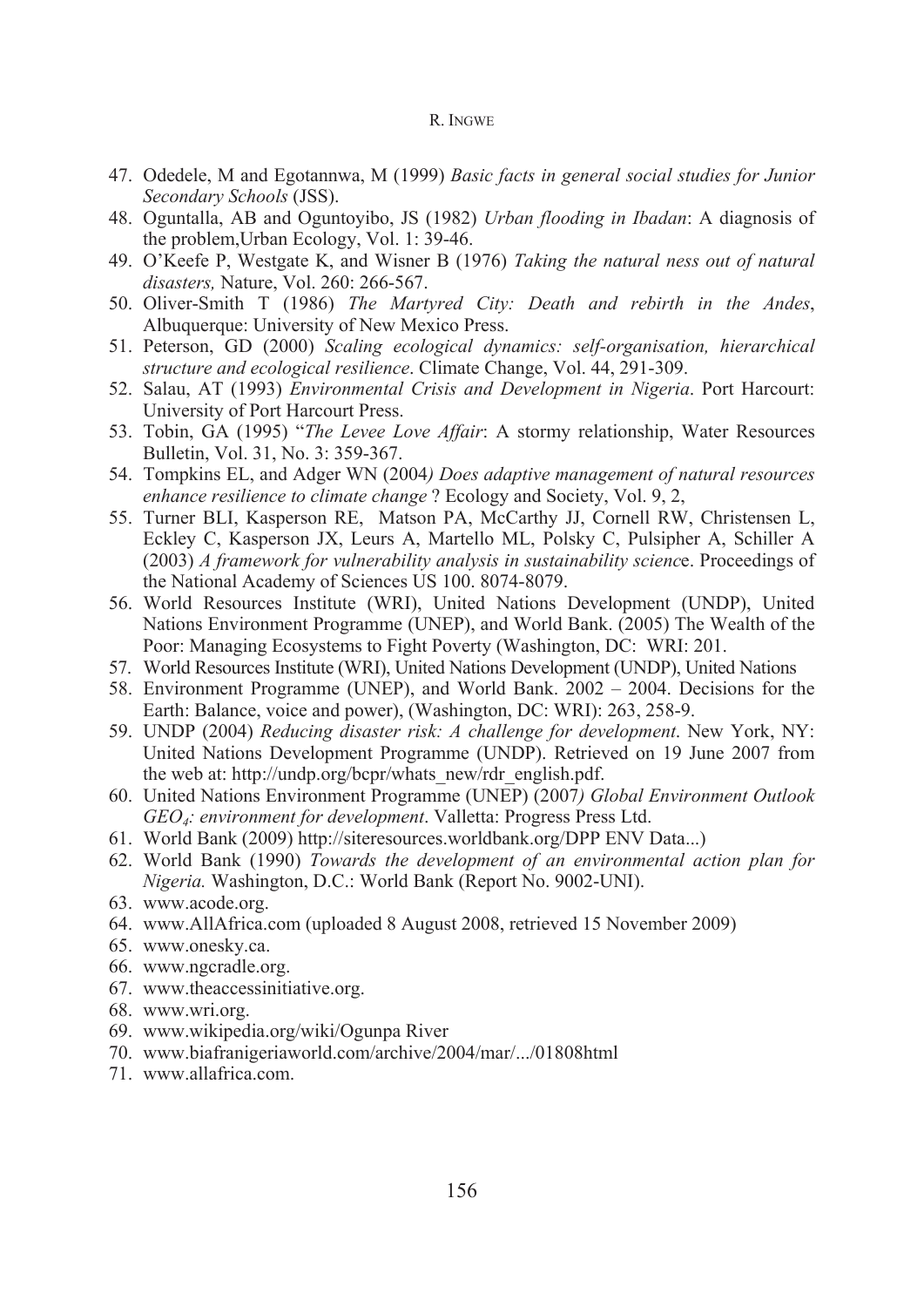47. Odedele, M and Egotannwa, M (1999) *Basic facts in general social studies for Junior Secondary Schools* (JSS).
48. Oguntalla, AB and Oguntoyibo, JS (1982) *Urban flooding in Ibadan*: A diagnosis of the problem,Urban Ecology, Vol. 1: 39-46.
49. O'Keefe P, Westgate K, and Wisner B (1976) *Taking the natural ness out of natural disasters,* Nature, Vol. 260: 266-567.
50. Oliver-Smith T (1986) *The Martyred City: Death and rebirth in the Andes*, Albuquerque: University of New Mexico Press.
51. Peterson, GD (2000) *Scaling ecological dynamics: self-organisation, hierarchical structure and ecological resilience*. Climate Change, Vol. 44, 291-309.
52. Salau, AT (1993) *Environmental Crisis and Development in Nigeria*. Port Harcourt: University of Port Harcourt Press.
53. Tobin, GA (1995) "*The Levee Love Affair*: A stormy relationship, Water Resources Bulletin, Vol. 31, No. 3: 359-367.
54. Tompkins EL, and Adger WN (2004*) Does adaptive management of natural resources enhance resilience to climate change* ? Ecology and Society, Vol. 9, 2,
55. Turner BLI, Kasperson RE, Matson PA, McCarthy JJ, Cornell RW, Christensen L, Eckley C, Kasperson JX, Leurs A, Martello ML, Polsky C, Pulsipher A, Schiller A (2003) *A framework for vulnerability analysis in sustainability scienc*e. Proceedings of the National Academy of Sciences US 100. 8074-8079.
56. World Resources Institute (WRI), United Nations Development (UNDP), United Nations Environment Programme (UNEP), and World Bank. (2005) The Wealth of the Poor: Managing Ecosystems to Fight Poverty (Washington, DC: WRI: 201.
57. World Resources Institute (WRI), United Nations Development (UNDP), United Nations
58. Environment Programme (UNEP), and World Bank. 2002 – 2004. Decisions for the Earth: Balance, voice and power), (Washington, DC: WRI): 263, 258-9.
59. UNDP (2004) *Reducing disaster risk: A challenge for development*. New York, NY: United Nations Development Programme (UNDP). Retrieved on 19 June 2007 from the web at: http://undp.org/bcpr/whats_new/rdr_english.pdf.
60. United Nations Environment Programme (UNEP) (2007*) Global Environment Outlook $GEO_4$: environment for development*. Valletta: Progress Press Ltd.
61. World Bank (2009) http://siteresources.worldbank.org/DPP ENV Data...)
62. World Bank (1990) *Towards the development of an environmental action plan for Nigeria.* Washington, D.C.: World Bank (Report No. 9002-UNI).
63. www.acode.org.
64. www.AllAfrica.com (uploaded 8 August 2008, retrieved 15 November 2009)
65. www.onesky.ca.
66. www.ngcradle.org.
67. www.theaccessinitiative.org.
68. www.wri.org.
69. www.wikipedia.org/wiki/Ogunpa River
70. www.biafranigeriaworld.com/archive/2004/mar/.../01808html
71. www.allafrica.com.